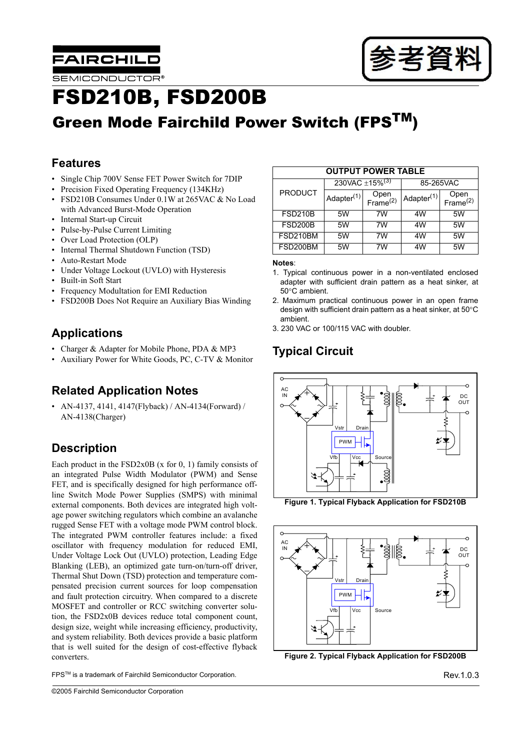# FSD210B, FSD200B

## Green Mode Fairchild Power Switch (FPS™)

## Features

- Single Chip 700V Sense FET Power Switch for 7DIP
- Precision Fixed Operating Frequency (134KHz)
- FSD210B Consumes Under 0.1W at 265VAC & No Load with Advanced Burst-Mode Operation
- Internal Start-up Circuit
- Pulse-by-Pulse Current Limiting
- Over Load Protection (OLP)
- Internal Thermal Shutdown Function (TSD)
- Auto-Restart Mode
- Under Voltage Lockout (UVLO) with Hysteresis
- Built-in Soft Start
- Frequency Modultation for EMI Reduction
- FSD200B Does Not Require an Auxiliary Bias Winding

## Applications

- Charger & Adapter for Mobile Phone, PDA & MP3
- Auxiliary Power for White Goods, PC, C-TV & Monitor

## Related Application Notes

- AN-4137, 4141, 4147(Flyback) / AN-4134(Forward) / AN-4138(Charger)

## Description

Each product in the FSD2x0B (x for 0, 1) family consists of an integrated Pulse Width Modulator (PWM) and Sense FET, and is specifically designed for high performance off-line Switch Mode Power Supplies (SMPS) with minimal external components. Both devices are integrated high voltage power switching regulators which combine an avalanche rugged Sense FET with a voltage mode PWM control block. The integrated PWM controller features include: a fixed oscillator with frequency modulation for reduced EMI, Under Voltage Lock Out (UVLO) protection, Leading Edge Blanking (LEB), an optimized gate turn-on/turn-off driver, Thermal Shut Down (TSD) protection and temperature compensated precision current sources for loop compensation and fault protection circuitry. When compared to a discrete MOSFET and controller or RCC switching converter solution, the FSD2x0B devices reduce total component count, design size, weight while increasing efficiency, productivity, and system reliability. Both devices provide a basic platform that is well suited for the design of cost-effective flyback converters.

| OUTPUT POWER TABLE | | | | |
|---|---|---|---|---|
| PRODUCT | 230VAC ±15%[3] | | 85-265VAC | |
| | Adapter[1] | Open Frame[2] | Adapter[1] | Open Frame[2] |
| FSD210B | 5W | 7W | 4W | 5W |
| FSD200B | 5W | 7W | 4W | 5W |
| FSD210BM | 5W | 7W | 4W | 5W |
| FSD200BM | 5W | 7W | 4W | 5W |

**Notes**:

1. Typical continuous power in a non-ventilated enclosed adapter with sufficient drain pattern as a heat sinker, at 50°C ambient.
2. Maximum practical continuous power in an open frame design with sufficient drain pattern as a heat sinker, at 50°C ambient.
3. 230 VAC or 100/115 VAC with doubler.

## Typical Circuit

**Figure 1. Typical Flyback Application for FSD210B**

**Figure 2. Typical Flyback Application for FSD200B**

FPS™ is a trademark of Fairchild Semiconductor Corporation.

Rev.1.0.3

©2005 Fairchild Semiconductor Corporation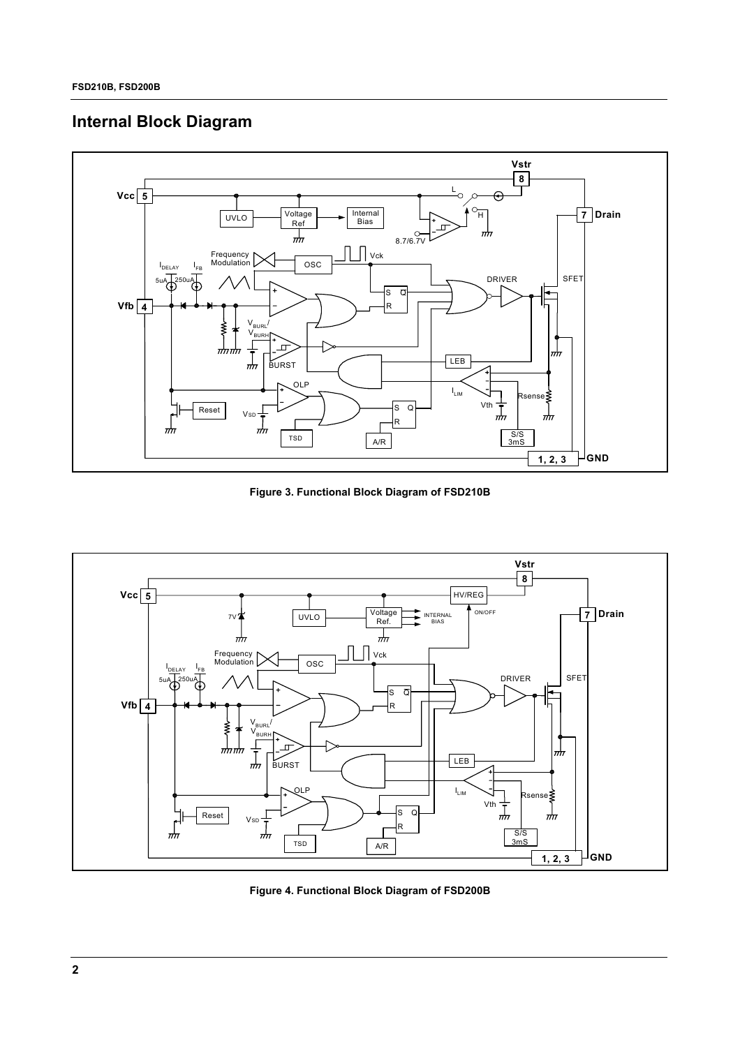## Internal Block Diagram

Figure 3. Functional Block Diagram of FSD210B

Figure 4. Functional Block Diagram of FSD200B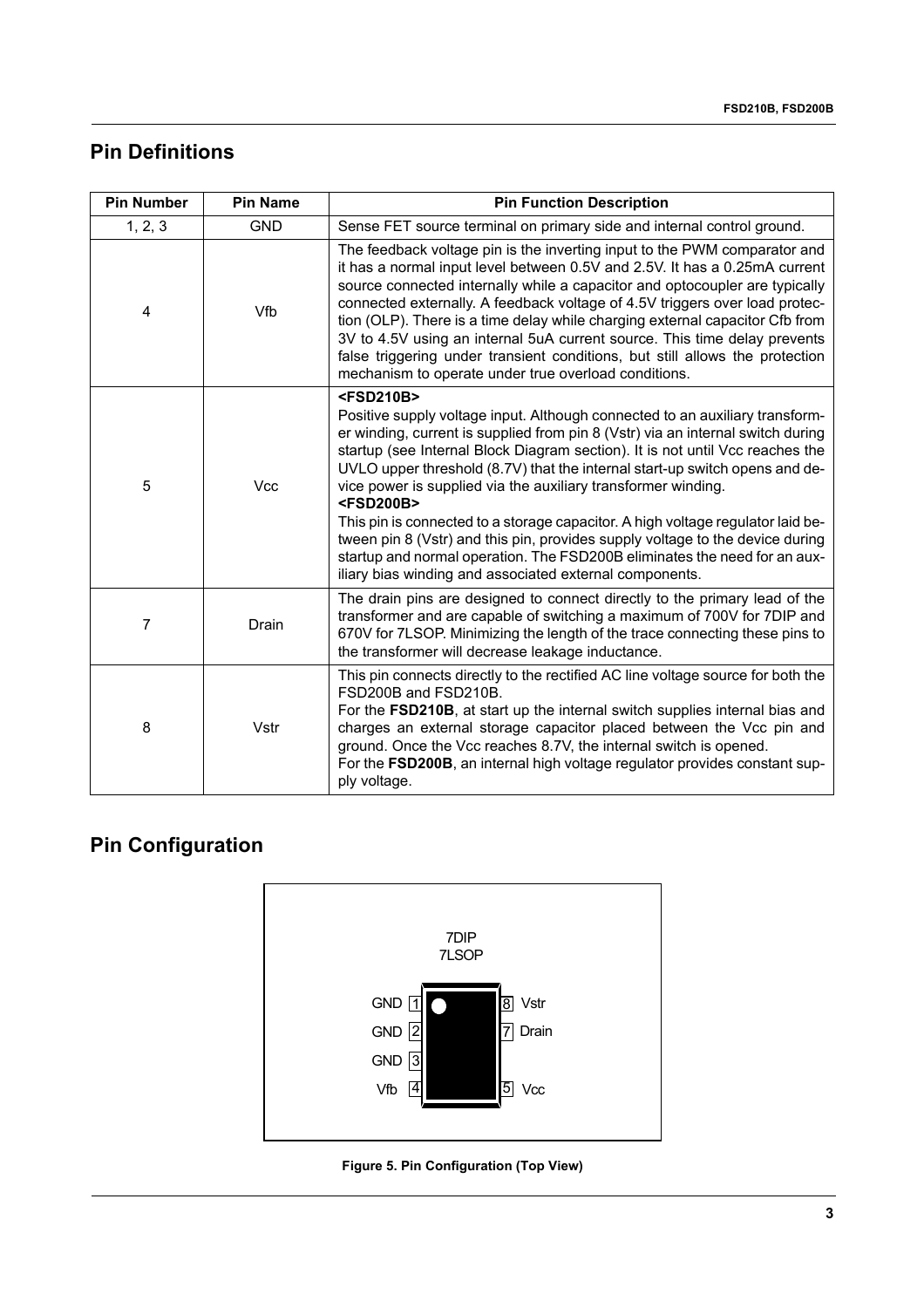## Pin Definitions

| Pin Number | Pin Name | Pin Function Description |
|---|---|---|
| 1, 2, 3 | GND | Sense FET source terminal on primary side and internal control ground. |
| 4 | Vfb | The feedback voltage pin is the inverting input to the PWM comparator and it has a normal input level between 0.5V and 2.5V. It has a 0.25mA current source connected internally while a capacitor and optocoupler are typically connected externally. A feedback voltage of 4.5V triggers over load protection (OLP). There is a time delay while charging external capacitor Cfb from 3V to 4.5V using an internal 5uA current source. This time delay prevents false triggering under transient conditions, but still allows the protection mechanism to operate under true overload conditions. |
| 5 | Vcc | **<FSD210B>** Positive supply voltage input. Although connected to an auxiliary transformer winding, current is supplied from pin 8 (Vstr) via an internal switch during startup (see Internal Block Diagram section). It is not until Vcc reaches the UVLO upper threshold (8.7V) that the internal start-up switch opens and device power is supplied via the auxiliary transformer winding. **<FSD200B>** This pin is connected to a storage capacitor. A high voltage regulator laid between pin 8 (Vstr) and this pin, provides supply voltage to the device during startup and normal operation. The FSD200B eliminates the need for an auxiliary bias winding and associated external components. |
| 7 | Drain | The drain pins are designed to connect directly to the primary lead of the transformer and are capable of switching a maximum of 700V for 7DIP and 670V for 7LSOP. Minimizing the length of the trace connecting these pins to the transformer will decrease leakage inductance. |
| 8 | Vstr | This pin connects directly to the rectified AC line voltage source for both the FSD200B and FSD210B. For the **FSD210B**, at start up the internal switch supplies internal bias and charges an external storage capacitor placed between the Vcc pin and ground. Once the Vcc reaches 8.7V, the internal switch is opened. For the **FSD200B**, an internal high voltage regulator provides constant supply voltage. |

## Pin Configuration

7DIP
7LSOP

| Pin | Name | Pin | Name |
|---|---|---|---|
| 1 | GND | 8 | Vstr |
| 2 | GND | 7 | Drain |
| 3 | GND | | |
| 4 | Vfb | 5 | Vcc |

**Figure 5. Pin Configuration (Top View)**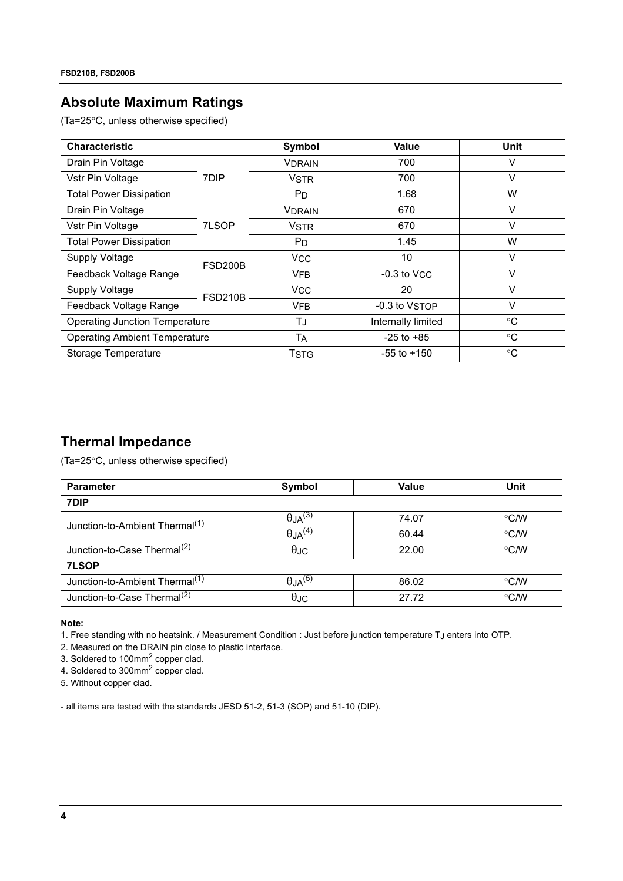## Absolute Maximum Ratings

(Ta=25°C, unless otherwise specified)

| Characteristic | | Symbol | Value | Unit |
|---|---|---|---|---|
| Drain Pin Voltage | 7DIP | $V_{DRAIN}$ | 700 | V |
| Vstr Pin Voltage | | $V_{STR}$ | 700 | V |
| Total Power Dissipation | | $P_D$ | 1.68 | W |
| Drain Pin Voltage | 7LSOP | $V_{DRAIN}$ | 670 | V |
| Vstr Pin Voltage | | $V_{STR}$ | 670 | V |
| Total Power Dissipation | | $P_D$ | 1.45 | W |
| Supply Voltage | FSD200B | $V_{CC}$ | 10 | V |
| Feedback Voltage Range | | $V_{FB}$ | -0.3 to $V_{CC}$ | V |
| Supply Voltage | FSD210B | $V_{CC}$ | 20 | V |
| Feedback Voltage Range | | $V_{FB}$ | -0.3 to $V_{STOP}$ | V |
| Operating Junction Temperature | | $T_J$ | Internally limited | °C |
| Operating Ambient Temperature | | $T_A$ | -25 to +85 | °C |
| Storage Temperature | | $T_{STG}$ | -55 to +150 | °C |

## Thermal Impedance

(Ta=25°C, unless otherwise specified)

| Parameter | Symbol | Value | Unit |
|---|---|---|---|
| **7DIP** | | | |
| Junction-to-Ambient Thermal(1) | $\theta_{JA}$(3) | 74.07 | °C/W |
| | $\theta_{JA}$(4) | 60.44 | °C/W |
| Junction-to-Case Thermal(2) | $\theta_{JC}$ | 22.00 | °C/W |
| **7LSOP** | | | |
| Junction-to-Ambient Thermal(1) | $\theta_{JA}$(5) | 86.02 | °C/W |
| Junction-to-Case Thermal(2) | $\theta_{JC}$ | 27.72 | °C/W |

**Note:**

1. Free standing with no heatsink. / Measurement Condition : Just before junction temperature $T_J$ enters into OTP.
2. Measured on the DRAIN pin close to plastic interface.
3. Soldered to $100mm^2$ copper clad.
4. Soldered to $300mm^2$ copper clad.
5. Without copper clad.

- all items are tested with the standards JESD 51-2, 51-3 (SOP) and 51-10 (DIP).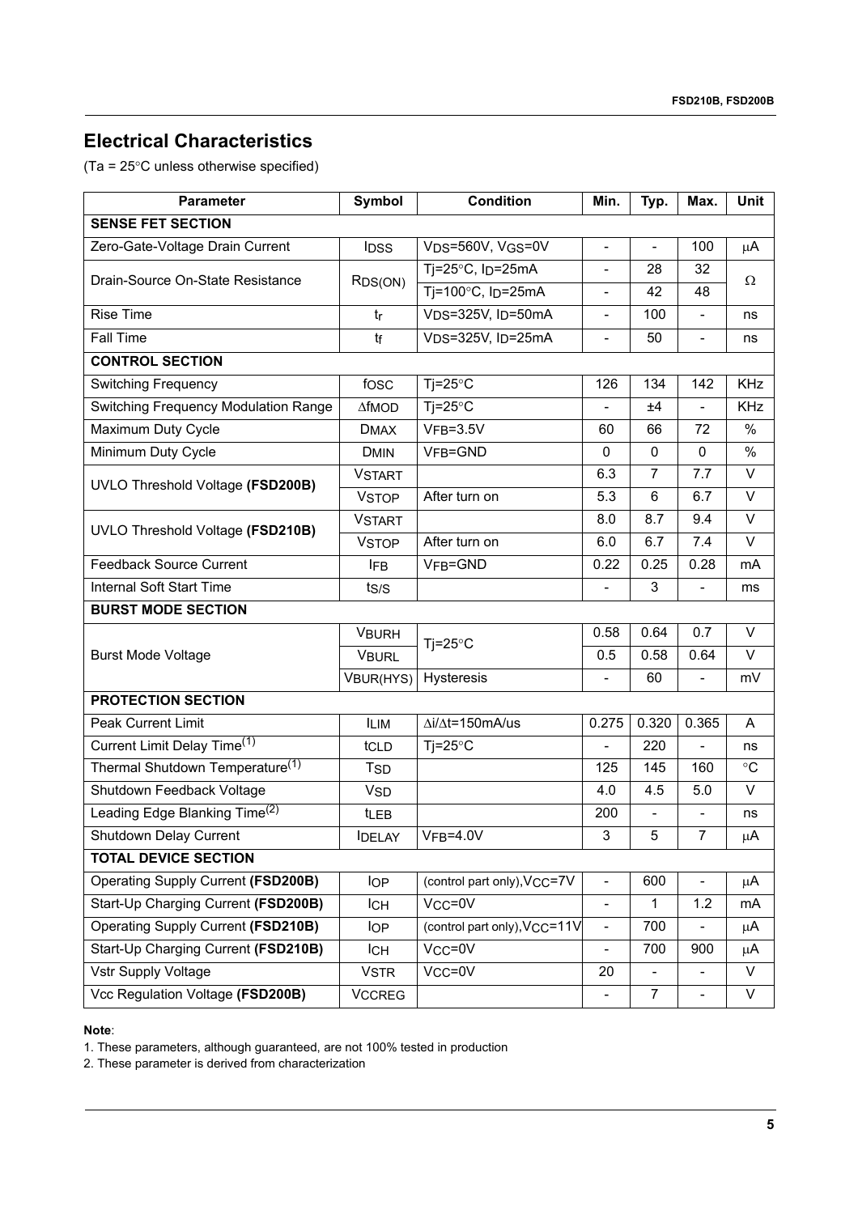## Electrical Characteristics

(Ta = 25°C unless otherwise specified)

| Parameter | Symbol | Condition | Min. | Typ. | Max. | Unit |
|---|---|---|---|---|---|---|
| **SENSE FET SECTION** | | | | | | |
| Zero-Gate-Voltage Drain Current | $I_{DSS}$ | $V_{DS}$=560V, $V_{GS}$=0V | - | - | 100 | μA |
| Drain-Source On-State Resistance | $R_{DS(ON)}$ | Tj=25°C, $I_D$=25mA | - | 28 | 32 | Ω |
| | | Tj=100°C, $I_D$=25mA | - | 42 | 48 | |
| Rise Time | $t_r$ | $V_{DS}$=325V, $I_D$=50mA | - | 100 | - | ns |
| Fall Time | $t_f$ | $V_{DS}$=325V, $I_D$=25mA | - | 50 | - | ns |
| **CONTROL SECTION** | | | | | | |
| Switching Frequency | $f_{OSC}$ | Tj=25°C | 126 | 134 | 142 | KHz |
| Switching Frequency Modulation Range | $\Delta f_{MOD}$ | Tj=25°C | - | ±4 | - | KHz |
| Maximum Duty Cycle | $D_{MAX}$ | $V_{FB}$=3.5V | 60 | 66 | 72 | % |
| Minimum Duty Cycle | $D_{MIN}$ | $V_{FB}$=GND | 0 | 0 | 0 | % |
| UVLO Threshold Voltage **(FSD200B)** | $V_{START}$ | | 6.3 | 7 | 7.7 | V |
| | $V_{STOP}$ | After turn on | 5.3 | 6 | 6.7 | V |
| UVLO Threshold Voltage **(FSD210B)** | $V_{START}$ | | 8.0 | 8.7 | 9.4 | V |
| | $V_{STOP}$ | After turn on | 6.0 | 6.7 | 7.4 | V |
| Feedback Source Current | $I_{FB}$ | $V_{FB}$=GND | 0.22 | 0.25 | 0.28 | mA |
| Internal Soft Start Time | $t_{S/S}$ | | - | 3 | - | ms |
| **BURST MODE SECTION** | | | | | | |
| Burst Mode Voltage | $V_{BURH}$ | Tj=25°C | 0.58 | 0.64 | 0.7 | V |
| | $V_{BURL}$ | | 0.5 | 0.58 | 0.64 | V |
| | $V_{BUR(HYS)}$ | Hysteresis | - | 60 | - | mV |
| **PROTECTION SECTION** | | | | | | |
| Peak Current Limit | $I_{LIM}$ | $\Delta i/\Delta t$=150mA/us | 0.275 | 0.320 | 0.365 | A |
| Current Limit Delay Time[1] | $t_{CLD}$ | Tj=25°C | - | 220 | - | ns |
| Thermal Shutdown Temperature[1] | $T_{SD}$ | | 125 | 145 | 160 | °C |
| Shutdown Feedback Voltage | $V_{SD}$ | | 4.0 | 4.5 | 5.0 | V |
| Leading Edge Blanking Time[2] | $t_{LEB}$ | | 200 | - | - | ns |
| Shutdown Delay Current | $I_{DELAY}$ | $V_{FB}$=4.0V | 3 | 5 | 7 | μA |
| **TOTAL DEVICE SECTION** | | | | | | |
| Operating Supply Current **(FSD200B)** | $I_{OP}$ | (control part only),$V_{CC}$=7V | - | 600 | - | μA |
| Start-Up Charging Current **(FSD200B)** | $I_{CH}$ | $V_{CC}$=0V | - | 1 | 1.2 | mA |
| Operating Supply Current **(FSD210B)** | $I_{OP}$ | (control part only),$V_{CC}$=11V | - | 700 | - | μA |
| Start-Up Charging Current **(FSD210B)** | $I_{CH}$ | $V_{CC}$=0V | - | 700 | 900 | μA |
| Vstr Supply Voltage | $V_{STR}$ | $V_{CC}$=0V | 20 | - | - | V |
| Vcc Regulation Voltage **(FSD200B)** | $V_{CCREG}$ | | - | 7 | - | V |

**Note**:

1. These parameters, although guaranteed, are not 100% tested in production
2. These parameter is derived from characterization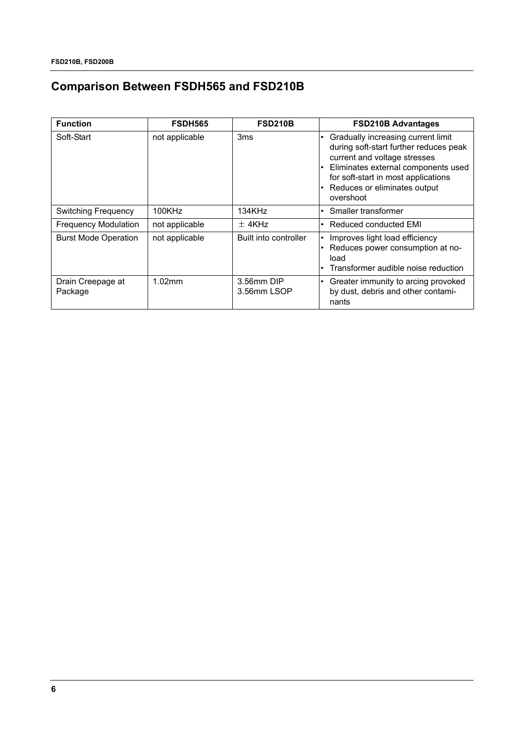## Comparison Between FSDH565 and FSD210B

| Function | FSDH565 | FSD210B | FSD210B Advantages |
|---|---|---|---|
| Soft-Start | not applicable | 3ms | • Gradually increasing current limit during soft-start further reduces peak current and voltage stresses<br>• Eliminates external components used for soft-start in most applications<br>• Reduces or eliminates output overshoot |
| Switching Frequency | 100KHz | 134KHz | • Smaller transformer |
| Frequency Modulation | not applicable | ± 4KHz | • Reduced conducted EMI |
| Burst Mode Operation | not applicable | Built into controller | • Improves light load efficiency<br>• Reduces power consumption at no-load<br>• Transformer audible noise reduction |
| Drain Creepage at Package | 1.02mm | 3.56mm DIP<br>3.56mm LSOP | • Greater immunity to arcing provoked by dust, debris and other contaminants |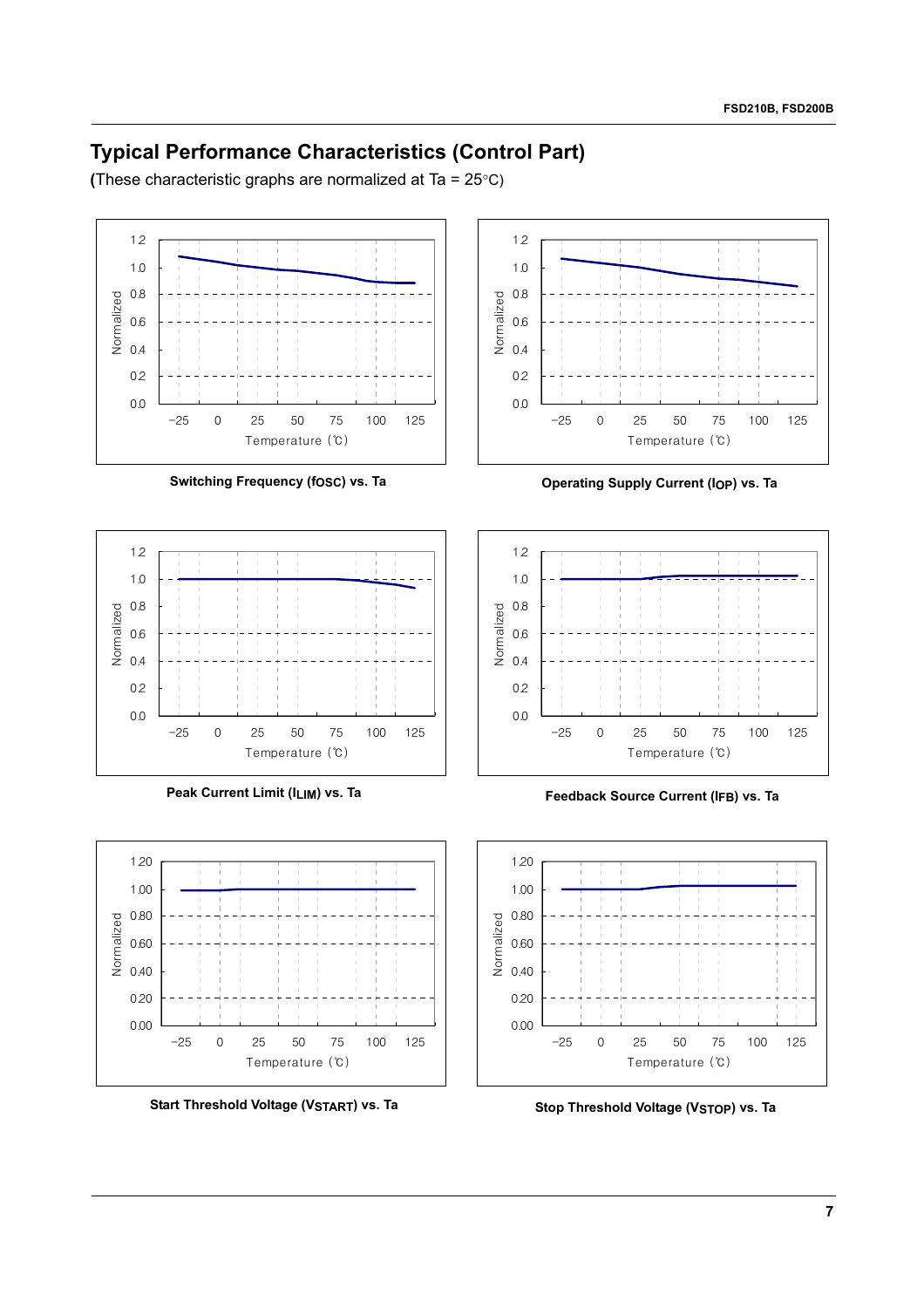## Typical Performance Characteristics (Control Part)

(These characteristic graphs are normalized at Ta = 25°C)

Switching Frequency ($f_{OSC}$) vs. Ta

Operating Supply Current ($I_{OP}$) vs. Ta

Peak Current Limit ($I_{LIM}$) vs. Ta

Feedback Source Current ($I_{FB}$) vs. Ta

Start Threshold Voltage ($V_{START}$) vs. Ta

Stop Threshold Voltage ($V_{STOP}$) vs. Ta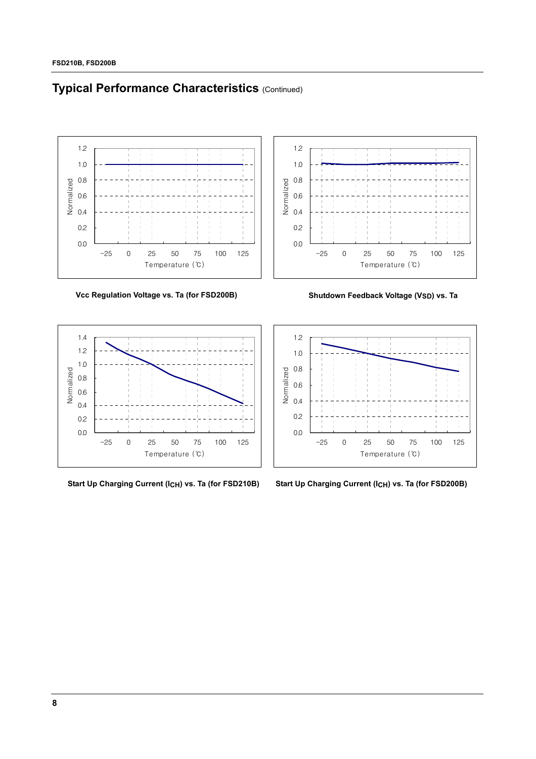## Typical Performance Characteristics (Continued)

Vcc Regulation Voltage vs. Ta (for FSD200B)

Shutdown Feedback Voltage ($V_{SD}$) vs. Ta

Start Up Charging Current ($I_{CH}$) vs. Ta (for FSD210B)

Start Up Charging Current ($I_{CH}$) vs. Ta (for FSD200B)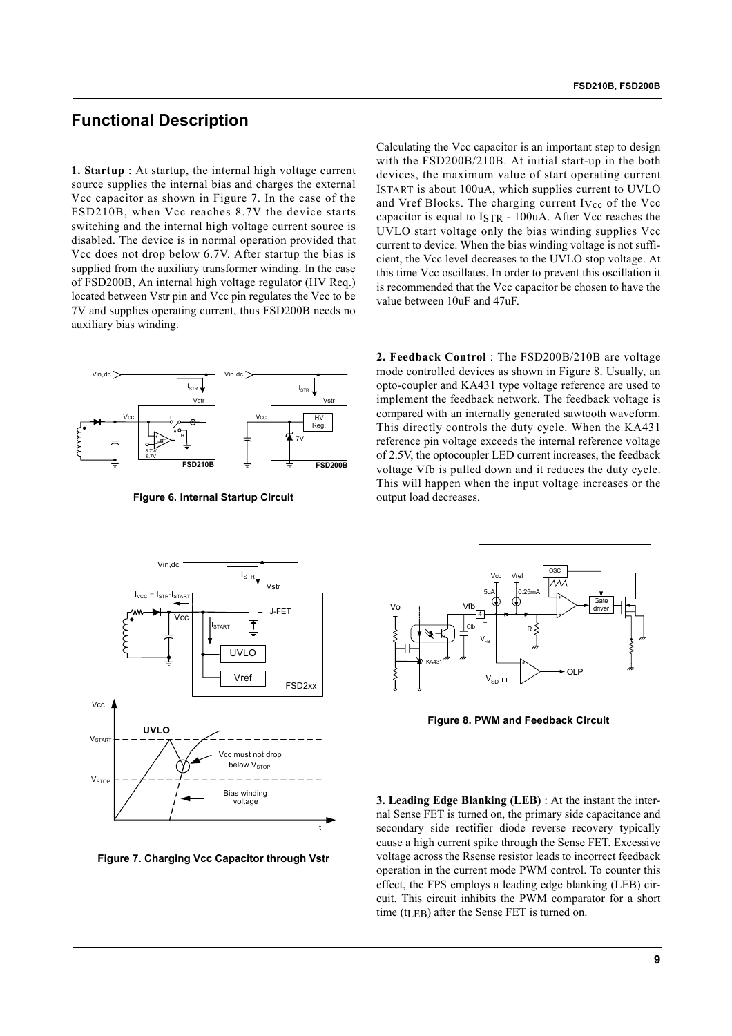## Functional Description

**1. Startup** : At startup, the internal high voltage current source supplies the internal bias and charges the external Vcc capacitor as shown in Figure 7. In the case of the FSD210B, when Vcc reaches 8.7V the device starts switching and the internal high voltage current source is disabled. The device is in normal operation provided that Vcc does not drop below 6.7V. After startup the bias is supplied from the auxiliary transformer winding. In the case of FSD200B, An internal high voltage regulator (HV Req.) located between Vstr pin and Vcc pin regulates the Vcc to be 7V and supplies operating current, thus FSD200B needs no auxiliary bias winding.

**Figure 6. Internal Startup Circuit**

**Figure 7. Charging Vcc Capacitor through Vstr**

Calculating the Vcc capacitor is an important step to design with the FSD200B/210B. At initial start-up in the both devices, the maximum value of start operating current $I_{START}$ is about 100uA, which supplies current to UVLO and Vref Blocks. The charging current $I_{Vcc}$ of the Vcc capacitor is equal to $I_{STR}$ - 100uA. After Vcc reaches the UVLO start voltage only the bias winding supplies Vcc current to device. When the bias winding voltage is not sufficient, the Vcc level decreases to the UVLO stop voltage. At this time Vcc oscillates. In order to prevent this oscillation it is recommended that the Vcc capacitor be chosen to have the value between 10uF and 47uF.

**2. Feedback Control** : The FSD200B/210B are voltage mode controlled devices as shown in Figure 8. Usually, an opto-coupler and KA431 type voltage reference are used to implement the feedback network. The feedback voltage is compared with an internally generated sawtooth waveform. This directly controls the duty cycle. When the KA431 reference pin voltage exceeds the internal reference voltage of 2.5V, the optocoupler LED current increases, the feedback voltage Vfb is pulled down and it reduces the duty cycle. This will happen when the input voltage increases or the output load decreases.

**Figure 8. PWM and Feedback Circuit**

**3. Leading Edge Blanking (LEB)** : At the instant the internal Sense FET is turned on, the primary side capacitance and secondary side rectifier diode reverse recovery typically cause a high current spike through the Sense FET. Excessive voltage across the Rsense resistor leads to incorrect feedback operation in the current mode PWM control. To counter this effect, the FPS employs a leading edge blanking (LEB) circuit. This circuit inhibits the PWM comparator for a short time ($t_{LEB}$) after the Sense FET is turned on.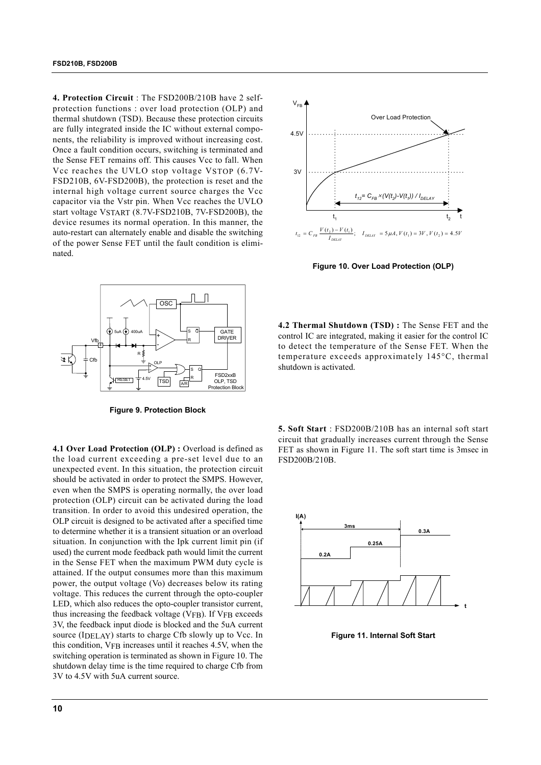**4. Protection Circuit** : The FSD200B/210B have 2 self-protection functions : over load protection (OLP) and thermal shutdown (TSD). Because these protection circuits are fully integrated inside the IC without external components, the reliability is improved without increasing cost. Once a fault condition occurs, switching is terminated and the Sense FET remains off. This causes Vcc to fall. When Vcc reaches the UVLO stop voltage $V_{STOP}$ (6.7V-FSD210B, 6V-FSD200B), the protection is reset and the internal high voltage current source charges the Vcc capacitor via the Vstr pin. When Vcc reaches the UVLO start voltage $V_{START}$ (8.7V-FSD210B, 7V-FSD200B), the device resumes its normal operation. In this manner, the auto-restart can alternately enable and disable the switching of the power Sense FET until the fault condition is eliminated.

Figure 9. Protection Block

**4.1 Over Load Protection (OLP) :** Overload is defined as the load current exceeding a pre-set level due to an unexpected event. In this situation, the protection circuit should be activated in order to protect the SMPS. However, even when the SMPS is operating normally, the over load protection (OLP) circuit can be activated during the load transition. In order to avoid this undesired operation, the OLP circuit is designed to be activated after a specified time to determine whether it is a transient situation or an overload situation. In conjunction with the Ipk current limit pin (if used) the current mode feedback path would limit the current in the Sense FET when the maximum PWM duty cycle is attained. If the output consumes more than this maximum power, the output voltage (Vo) decreases below its rating voltage. This reduces the current through the opto-coupler LED, which also reduces the opto-coupler transistor current, thus increasing the feedback voltage ($V_{FB}$). If $V_{FB}$ exceeds 3V, the feedback input diode is blocked and the 5uA current source ($I_{DELAY}$) starts to charge Cfb slowly up to Vcc. In this condition, $V_{FB}$ increases until it reaches 4.5V, when the switching operation is terminated as shown in Figure 10. The shutdown delay time is the time required to charge Cfb from 3V to 4.5V with 5uA current source.

$$t_{12} = C_{FB}\frac{V(t_2)-V(t_1)}{I_{DELAY}};\quad I_{DELAY} = 5\mu A,\ V(t_1) = 3V,\ V(t_2) = 4.5V$$

Figure 10. Over Load Protection (OLP)

**4.2 Thermal Shutdown (TSD) :** The Sense FET and the control IC are integrated, making it easier for the control IC to detect the temperature of the Sense FET. When the temperature exceeds approximately 145°C, thermal shutdown is activated.

**5. Soft Start** : FSD200B/210B has an internal soft start circuit that gradually increases current through the Sense FET as shown in Figure 11. The soft start time is 3msec in FSD200B/210B.

Figure 11. Internal Soft Start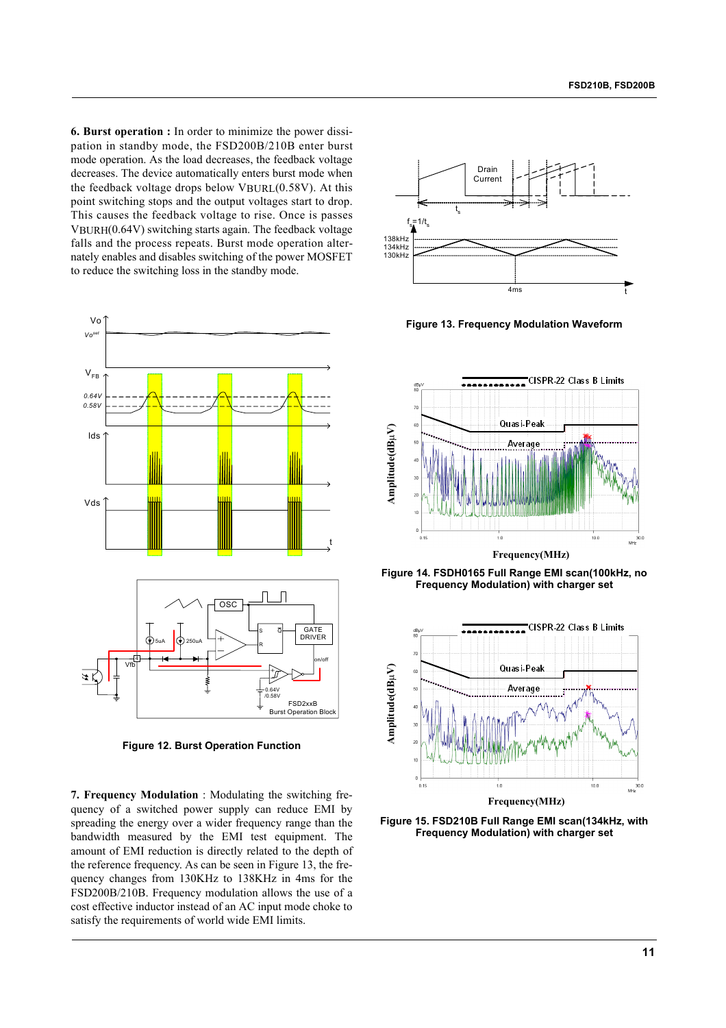**6. Burst operation :** In order to minimize the power dissipation in standby mode, the FSD200B/210B enter burst mode operation. As the load decreases, the feedback voltage decreases. The device automatically enters burst mode when the feedback voltage drops below $V_{BURL}$(0.58V). At this point switching stops and the output voltages start to drop. This causes the feedback voltage to rise. Once is passes $V_{BURH}$(0.64V) switching starts again. The feedback voltage falls and the process repeats. Burst mode operation alternately enables and disables switching of the power MOSFET to reduce the switching loss in the standby mode.

Figure 12. Burst Operation Function

**7. Frequency Modulation** : Modulating the switching frequency of a switched power supply can reduce EMI by spreading the energy over a wider frequency range than the bandwidth measured by the EMI test equipment. The amount of EMI reduction is directly related to the depth of the reference frequency. As can be seen in Figure 13, the frequency changes from 130KHz to 138KHz in 4ms for the FSD200B/210B. Frequency modulation allows the use of a cost effective inductor instead of an AC input mode choke to satisfy the requirements of world wide EMI limits.

Figure 13. Frequency Modulation Waveform

Figure 14. FSDH0165 Full Range EMI scan(100kHz, no Frequency Modulation) with charger set

Figure 15. FSD210B Full Range EMI scan(134kHz, with Frequency Modulation) with charger set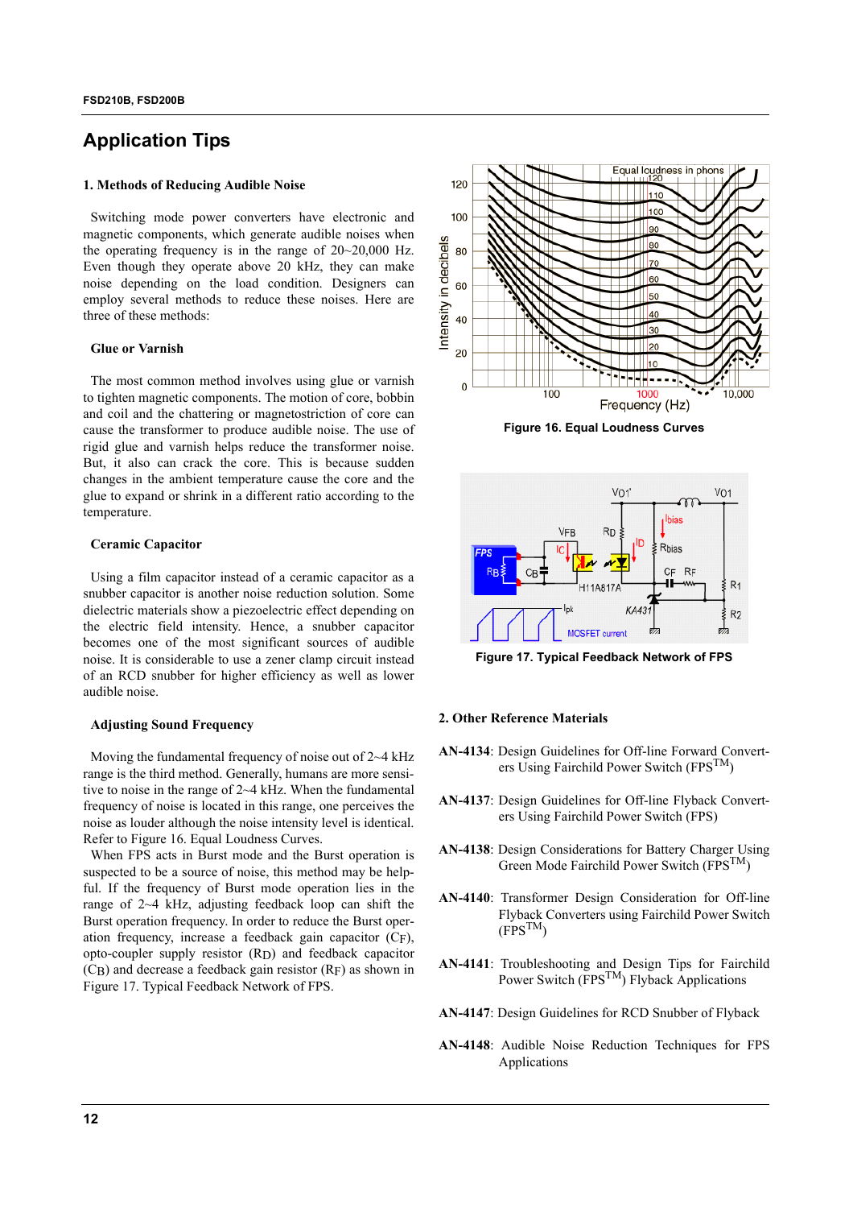# Application Tips

### 1. Methods of Reducing Audible Noise

Switching mode power converters have electronic and magnetic components, which generate audible noises when the operating frequency is in the range of 20~20,000 Hz. Even though they operate above 20 kHz, they can make noise depending on the load condition. Designers can employ several methods to reduce these noises. Here are three of these methods:

**Glue or Varnish**

The most common method involves using glue or varnish to tighten magnetic components. The motion of core, bobbin and coil and the chattering or magnetostriction of core can cause the transformer to produce audible noise. The use of rigid glue and varnish helps reduce the transformer noise. But, it also can crack the core. This is because sudden changes in the ambient temperature cause the core and the glue to expand or shrink in a different ratio according to the temperature.

**Ceramic Capacitor**

Using a film capacitor instead of a ceramic capacitor as a snubber capacitor is another noise reduction solution. Some dielectric materials show a piezoelectric effect depending on the electric field intensity. Hence, a snubber capacitor becomes one of the most significant sources of audible noise. It is considerable to use a zener clamp circuit instead of an RCD snubber for higher efficiency as well as lower audible noise.

**Adjusting Sound Frequency**

Moving the fundamental frequency of noise out of 2~4 kHz range is the third method. Generally, humans are more sensitive to noise in the range of 2~4 kHz. When the fundamental frequency of noise is located in this range, one perceives the noise as louder although the noise intensity level is identical. Refer to Figure 16. Equal Loudness Curves.

When FPS acts in Burst mode and the Burst operation is suspected to be a source of noise, this method may be helpful. If the frequency of Burst mode operation lies in the range of 2~4 kHz, adjusting feedback loop can shift the Burst operation frequency. In order to reduce the Burst operation frequency, increase a feedback gain capacitor ($C_F$), opto-coupler supply resistor ($R_D$) and feedback capacitor ($C_B$) and decrease a feedback gain resistor ($R_F$) as shown in Figure 17. Typical Feedback Network of FPS.

Figure 16. Equal Loudness Curves

Figure 17. Typical Feedback Network of FPS

### 2. Other Reference Materials

**AN-4134**: Design Guidelines for Off-line Forward Converters Using Fairchild Power Switch (FPS™)

**AN-4137**: Design Guidelines for Off-line Flyback Converters Using Fairchild Power Switch (FPS)

**AN-4138**: Design Considerations for Battery Charger Using Green Mode Fairchild Power Switch (FPS™)

**AN-4140**: Transformer Design Consideration for Off-line Flyback Converters using Fairchild Power Switch (FPS™)

**AN-4141**: Troubleshooting and Design Tips for Fairchild Power Switch (FPS™) Flyback Applications

**AN-4147**: Design Guidelines for RCD Snubber of Flyback

**AN-4148**: Audible Noise Reduction Techniques for FPS Applications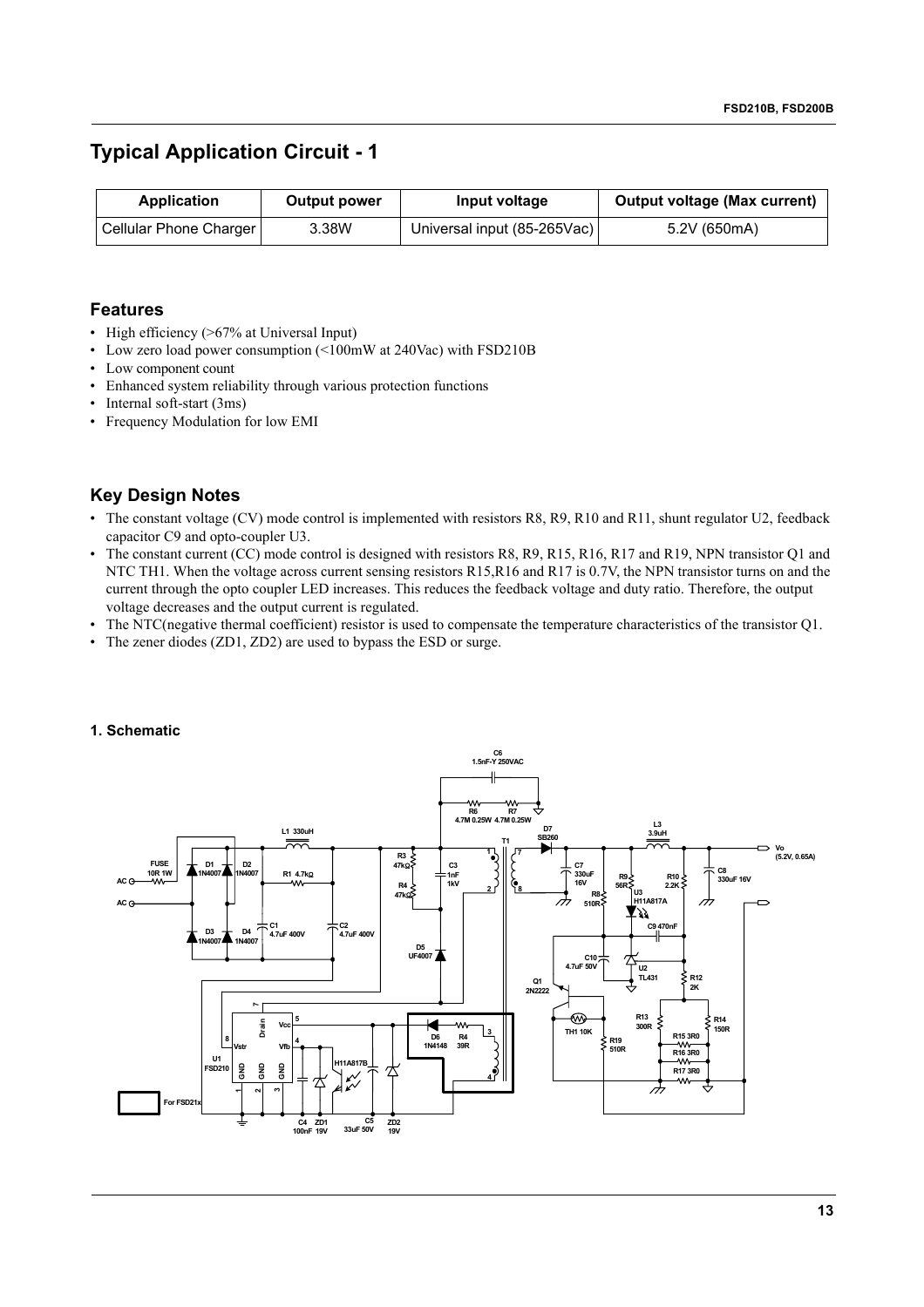## Typical Application Circuit - 1

| Application | Output power | Input voltage | Output voltage (Max current) |
|---|---|---|---|
| Cellular Phone Charger | 3.38W | Universal input (85-265Vac) | 5.2V (650mA) |

### Features

- High efficiency (>67% at Universal Input)
- Low zero load power consumption (<100mW at 240Vac) with FSD210B
- Low component count
- Enhanced system reliability through various protection functions
- Internal soft-start (3ms)
- Frequency Modulation for low EMI

### Key Design Notes

- The constant voltage (CV) mode control is implemented with resistors R8, R9, R10 and R11, shunt regulator U2, feedback capacitor C9 and opto-coupler U3.
- The constant current (CC) mode control is designed with resistors R8, R9, R15, R16, R17 and R19, NPN transistor Q1 and NTC TH1. When the voltage across current sensing resistors R15,R16 and R17 is 0.7V, the NPN transistor turns on and the current through the opto coupler LED increases. This reduces the feedback voltage and duty ratio. Therefore, the output voltage decreases and the output current is regulated.
- The NTC(negative thermal coefficient) resistor is used to compensate the temperature characteristics of the transistor Q1.
- The zener diodes (ZD1, ZD2) are used to bypass the ESD or surge.

#### 1. Schematic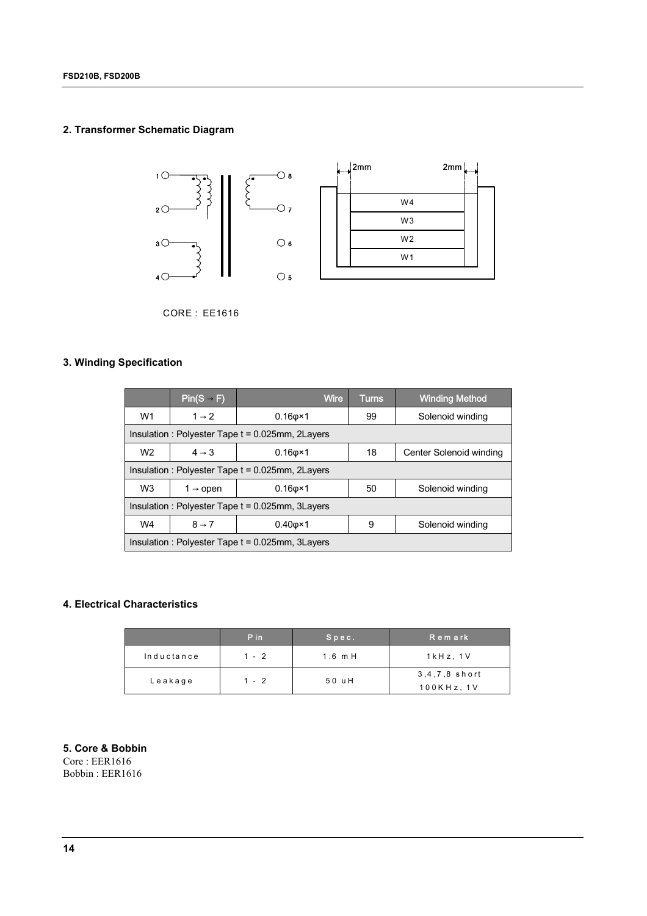## 2. Transformer Schematic Diagram

CORE : EE1616

## 3. Winding Specification

| | Pin(S → F) | Wire | Turns | Winding Method |
|---|---|---|---|---|
| W1 | 1 → 2 | 0.16φ×1 | 99 | Solenoid winding |
| Insulation : Polyester Tape t = 0.025mm, 2Layers | | | | |
| W2 | 4 → 3 | 0.16φ×1 | 18 | Center Solenoid winding |
| Insulation : Polyester Tape t = 0.025mm, 2Layers | | | | |
| W3 | 1 → open | 0.16φ×1 | 50 | Solenoid winding |
| Insulation : Polyester Tape t = 0.025mm, 3Layers | | | | |
| W4 | 8 → 7 | 0.40φ×1 | 9 | Solenoid winding |
| Insulation : Polyester Tape t = 0.025mm, 3Layers | | | | |

## 4. Electrical Characteristics

| | Pin | Spec. | Remark |
|---|---|---|---|
| Inductance | 1 - 2 | 1.6 mH | 1kHz, 1V |
| Leakage | 1 - 2 | 50 uH | 3,4,7,8 short 100KHz, 1V |

## 5. Core & Bobbin

Core : EER1616
Bobbin : EER1616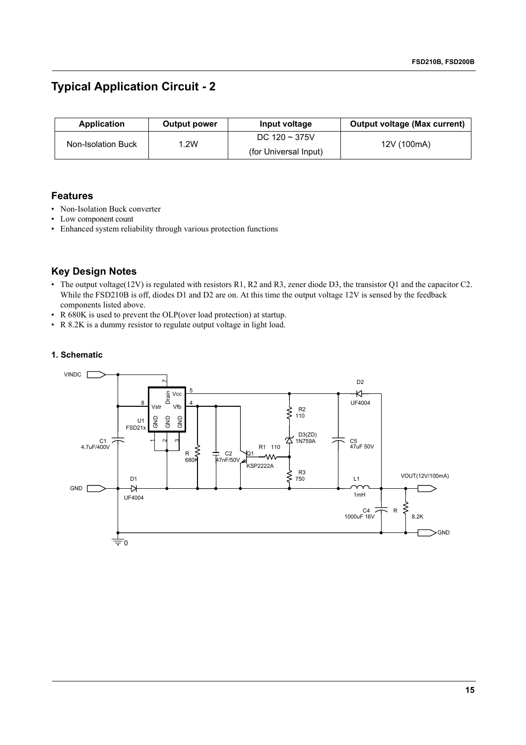# Typical Application Circuit - 2

| Application | Output power | Input voltage | Output voltage (Max current) |
| --- | --- | --- | --- |
| Non-Isolation Buck | 1.2W | DC 120 ~ 375V (for Universal Input) | 12V (100mA) |

## Features

- Non-Isolation Buck converter
- Low component count
- Enhanced system reliability through various protection functions

## Key Design Notes

- The output voltage(12V) is regulated with resistors R1, R2 and R3, zener diode D3, the transistor Q1 and the capacitor C2. While the FSD210B is off, diodes D1 and D2 are on. At this time the output voltage 12V is sensed by the feedback components listed above.
- R 680K is used to prevent the OLP(over load protection) at startup.
- R 8.2K is a dummy resistor to regulate output voltage in light load.

### 1. Schematic

VINDC, GND, U1 FSD21x (Drain 7, Vcc 5, Vstr 8, Vfb 4, GND 1, GND 2, GND 3), C1 4.7uF/400V, D1 UF4004, R 680K, C2 47nF/50V, Q1 KSP2222A, R1 110, R2 110, D3(ZD) 1N759A, R3 750, C5 47uF 50V, D2 UF4004, L1 1mH, C4 1000uF 16V, R 8.2K, VOUT(12V/100mA), GND, 0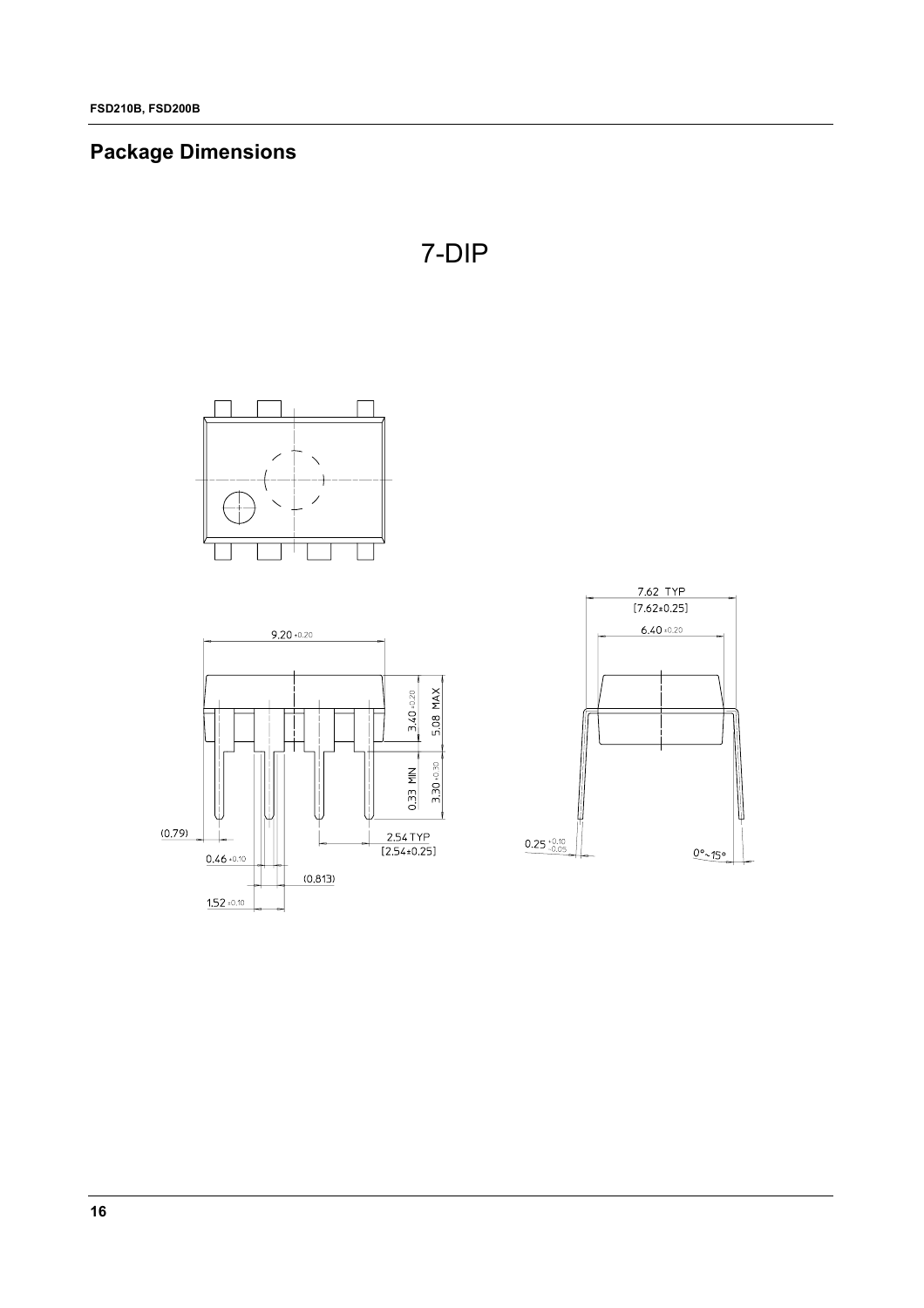## Package Dimensions

7-DIP

9.20 ±0.20

3.40 ±0.20

5.08 MAX

0.33 MIN

3.30 ±0.30

(0.79)

0.46 ±0.10

(0.813)

1.52 ±0.10

2.54 TYP
[2.54±0.25]

7.62 TYP
[7.62±0.25]

6.40 ±0.20

$0.25^{+0.10}_{-0.05}$

0°~15°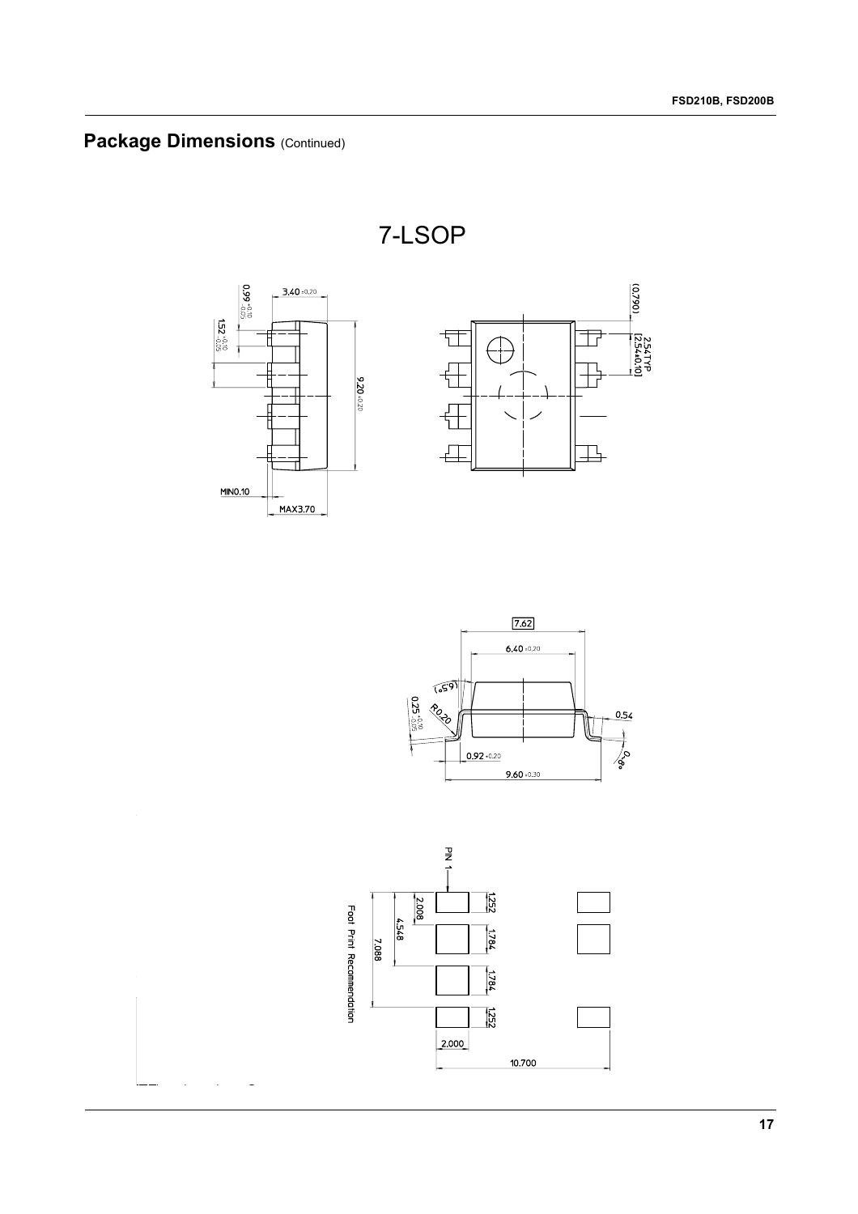## Package Dimensions (Continued)

# 7-LSOP

3.40 ±0.20

0.99 +0.10 −0.05

1.52 +0.10 −0.05

9.20 ±0.20

MIN0.10

MAX3.70

(0.790)

2.54TYP [2.54±0.10]

7.62

6.40 ±0.20

(6.5°)

0.25 +0.10 −0.05

R0.20

0.54

0~8°

0.92 ±0.20

9.60 ±0.30

PIN 1

Foot Print Recommendation

2.008

4.548

7.088

1.252

1.784

1.784

1.252

2.000

10.700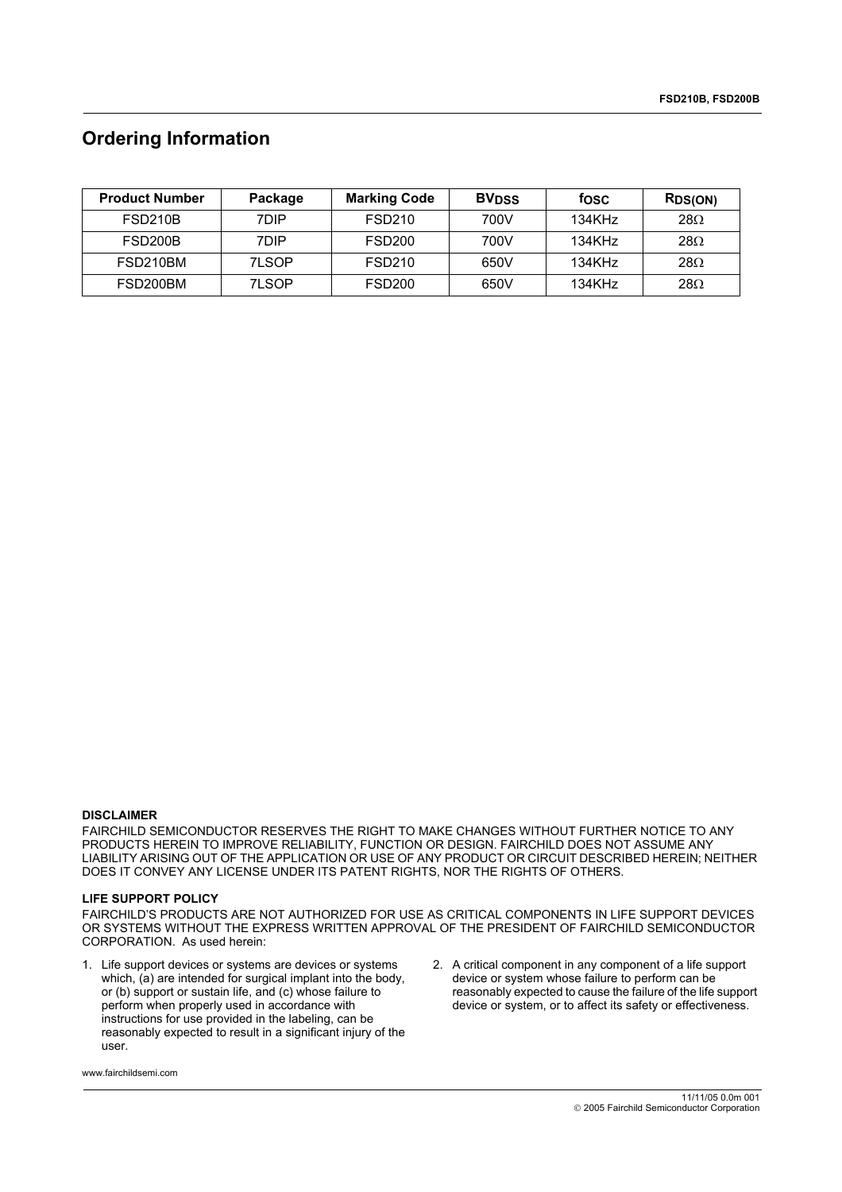## Ordering Information

| Product Number | Package | Marking Code | $BV_{DSS}$ | $f_{OSC}$ | $R_{DS(ON)}$ |
|---|---|---|---|---|---|
| FSD210B | 7DIP | FSD210 | 700V | 134KHz | 28Ω |
| FSD200B | 7DIP | FSD200 | 700V | 134KHz | 28Ω |
| FSD210BM | 7LSOP | FSD210 | 650V | 134KHz | 28Ω |
| FSD200BM | 7LSOP | FSD200 | 650V | 134KHz | 28Ω |

**DISCLAIMER**

FAIRCHILD SEMICONDUCTOR RESERVES THE RIGHT TO MAKE CHANGES WITHOUT FURTHER NOTICE TO ANY PRODUCTS HEREIN TO IMPROVE RELIABILITY, FUNCTION OR DESIGN. FAIRCHILD DOES NOT ASSUME ANY LIABILITY ARISING OUT OF THE APPLICATION OR USE OF ANY PRODUCT OR CIRCUIT DESCRIBED HEREIN; NEITHER DOES IT CONVEY ANY LICENSE UNDER ITS PATENT RIGHTS, NOR THE RIGHTS OF OTHERS.

**LIFE SUPPORT POLICY**

FAIRCHILD'S PRODUCTS ARE NOT AUTHORIZED FOR USE AS CRITICAL COMPONENTS IN LIFE SUPPORT DEVICES OR SYSTEMS WITHOUT THE EXPRESS WRITTEN APPROVAL OF THE PRESIDENT OF FAIRCHILD SEMICONDUCTOR CORPORATION. As used herein:

1. Life support devices or systems are devices or systems which, (a) are intended for surgical implant into the body, or (b) support or sustain life, and (c) whose failure to perform when properly used in accordance with instructions for use provided in the labeling, can be reasonably expected to result in a significant injury of the user.
2. A critical component in any component of a life support device or system whose failure to perform can be reasonably expected to cause the failure of the life support device or system, or to affect its safety or effectiveness.

www.fairchildsemi.com

11/11/05 0.0m 001
© 2005 Fairchild Semiconductor Corporation